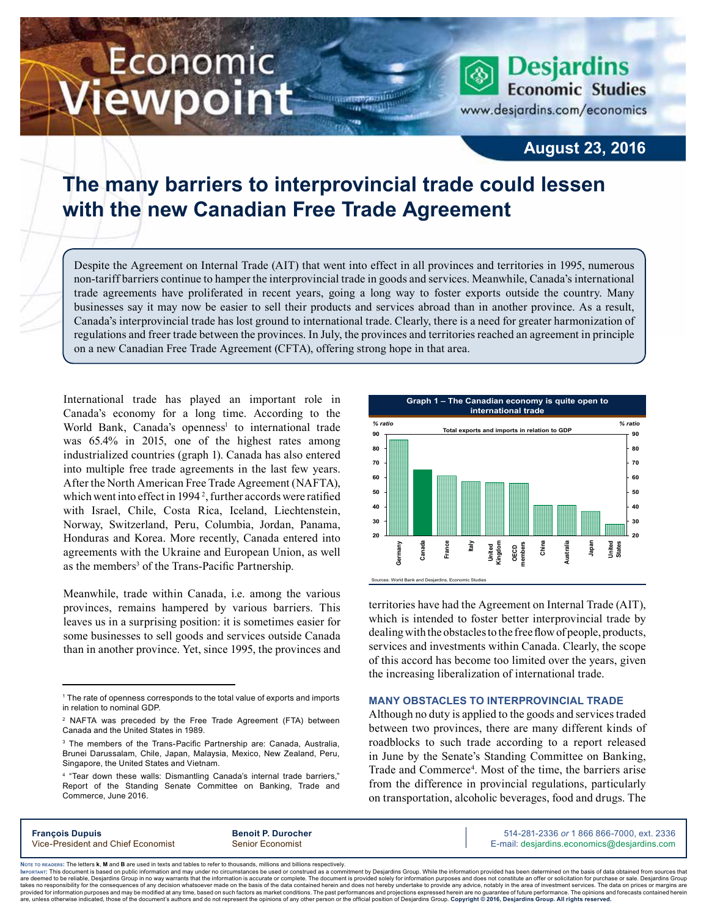# Economic Viewpoint

**Desjardins Economic Studies**
www.desjardins.com/economics

**August 23, 2016**

## The many barriers to interprovincial trade could lessen with the new Canadian Free Trade Agreement

Despite the Agreement on Internal Trade (AIT) that went into effect in all provinces and territories in 1995, numerous non-tariff barriers continue to hamper the interprovincial trade in goods and services. Meanwhile, Canada's international trade agreements have proliferated in recent years, going a long way to foster exports outside the country. Many businesses say it may now be easier to sell their products and services abroad than in another province. As a result, Canada's interprovincial trade has lost ground to international trade. Clearly, there is a need for greater harmonization of regulations and freer trade between the provinces. In July, the provinces and territories reached an agreement in principle on a new Canadian Free Trade Agreement (CFTA), offering strong hope in that area.

International trade has played an important role in Canada's economy for a long time. According to the World Bank, Canada's openness[1] to international trade was 65.4% in 2015, one of the highest rates among industrialized countries (graph 1). Canada has also entered into multiple free trade agreements in the last few years. After the North American Free Trade Agreement (NAFTA), which went into effect in 1994[2], further accords were ratified with Israel, Chile, Costa Rica, Iceland, Liechtenstein, Norway, Switzerland, Peru, Columbia, Jordan, Panama, Honduras and Korea. More recently, Canada entered into agreements with the Ukraine and European Union, as well as the members[3] of the Trans-Pacific Partnership.

Meanwhile, trade within Canada, i.e. among the various provinces, remains hampered by various barriers. This leaves us in a surprising position: it is sometimes easier for some businesses to sell goods and services outside Canada than in another province. Yet, since 1995, the provinces and territories have had the Agreement on Internal Trade (AIT), which is intended to foster better interprovincial trade by dealing with the obstacles to the free flow of people, products, services and investments within Canada. Clearly, the scope of this accord has become too limited over the years, given the increasing liberalization of international trade.

**Graph 1 – The Canadian economy is quite open to international trade**

Total exports and imports in relation to GDP (% ratio)

Germany, Canada, France, Italy, United Kingdom, OECD members, China, Australia, Japan, United States

Sources: World Bank and Desjardins, Economic Studies

### MANY OBSTACLES TO INTERPROVINCIAL TRADE

Although no duty is applied to the goods and services traded between two provinces, there are many different kinds of roadblocks to such trade according to a report released in June by the Senate's Standing Committee on Banking, Trade and Commerce[4]. Most of the time, the barriers arise from the difference in provincial regulations, particularly on transportation, alcoholic beverages, food and drugs. The

---

[1] The rate of openness corresponds to the total value of exports and imports in relation to nominal GDP.

[2] NAFTA was preceded by the Free Trade Agreement (FTA) between Canada and the United States in 1989.

[3] The members of the Trans-Pacific Partnership are: Canada, Australia, Brunei Darussalam, Chile, Japan, Malaysia, Mexico, New Zealand, Peru, Singapore, the United States and Vietnam.

[4] "Tear down these walls: Dismantling Canada's internal trade barriers," Report of the Standing Senate Committee on Banking, Trade and Commerce, June 2016.

**François Dupuis**
Vice-President and Chief Economist

**Benoit P. Durocher**
Senior Economist

514-281-2336 *or* 1 866 866-7000, ext. 2336
E-mail: desjardins.economics@desjardins.com

Note to readers: The letters **k**, **M** and **B** are used in texts and tables to refer to thousands, millions and billions respectively.
Important: This document is based on public information and may under no circumstances be used or construed as a commitment by Desjardins Group. While the information provided has been determined on the basis of data obtained from sources that are deemed to be reliable, Desjardins Group in no way warrants that the information is accurate or complete. The document is provided solely for information purposes and does not constitute an offer or solicitation for purchase or sale. Desjardins Group takes no responsibility for the consequences of any decision whatsoever made on the basis of the data contained herein and does not hereby undertake to provide any advice, notably in the area of investment services. The data on prices or margins are provided for information purposes and may be modified at any time, based on such factors as market conditions. The past performances and projections expressed herein are no guarantee of future performance. The opinions and forecasts contained herein are, unless otherwise indicated, those of the document's authors and do not represent the opinions of any other person or the official position of Desjardins Group. **Copyright © 2016, Desjardins Group. All rights reserved.**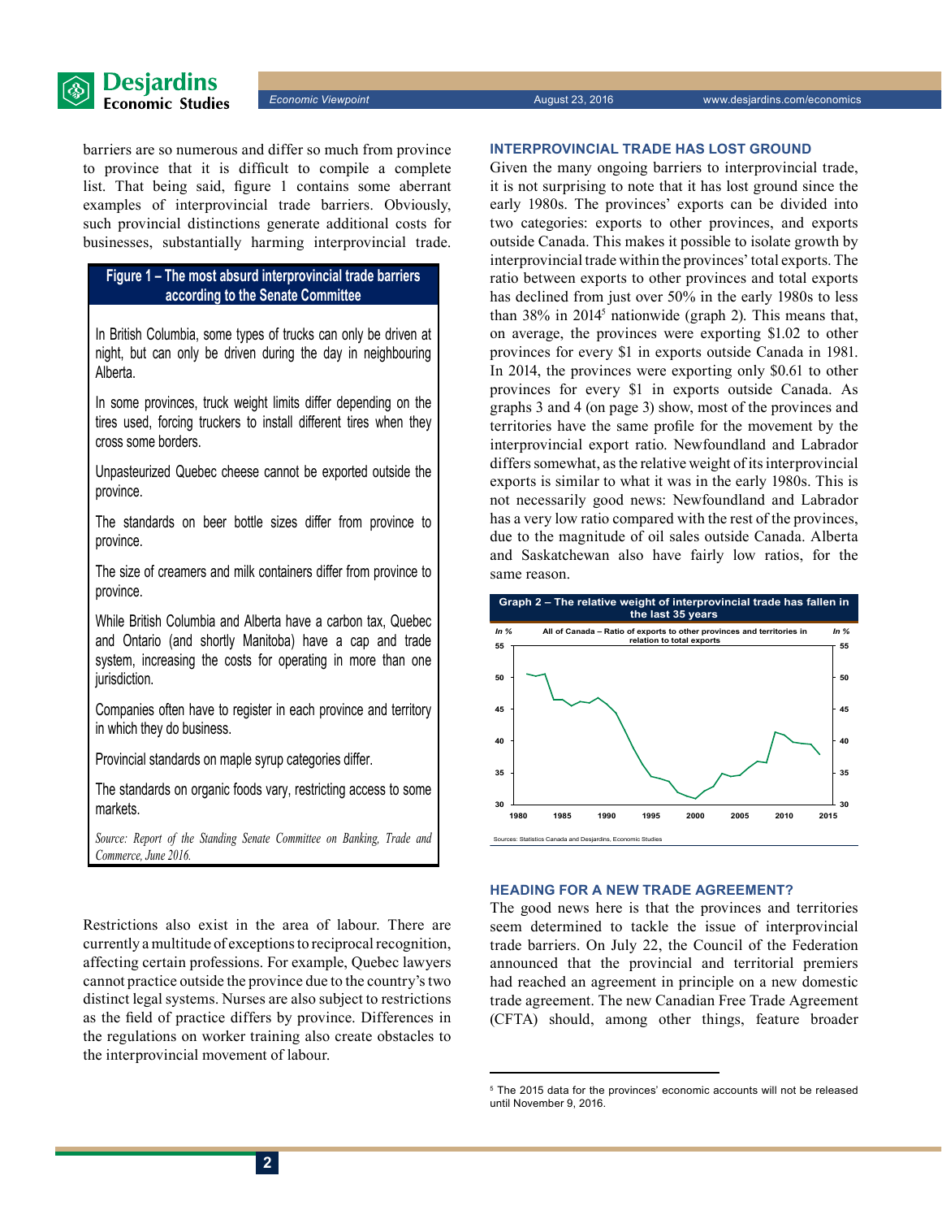barriers are so numerous and differ so much from province to province that it is difficult to compile a complete list. That being said, figure 1 contains some aberrant examples of interprovincial trade barriers. Obviously, such provincial distinctions generate additional costs for businesses, substantially harming interprovincial trade.

**Figure 1 – The most absurd interprovincial trade barriers according to the Senate Committee**

In British Columbia, some types of trucks can only be driven at night, but can only be driven during the day in neighbouring Alberta.

In some provinces, truck weight limits differ depending on the tires used, forcing truckers to install different tires when they cross some borders.

Unpasteurized Quebec cheese cannot be exported outside the province.

The standards on beer bottle sizes differ from province to province.

The size of creamers and milk containers differ from province to province.

While British Columbia and Alberta have a carbon tax, Quebec and Ontario (and shortly Manitoba) have a cap and trade system, increasing the costs for operating in more than one jurisdiction.

Companies often have to register in each province and territory in which they do business.

Provincial standards on maple syrup categories differ.

The standards on organic foods vary, restricting access to some markets.

*Source: Report of the Standing Senate Committee on Banking, Trade and Commerce, June 2016.*

Restrictions also exist in the area of labour. There are currently a multitude of exceptions to reciprocal recognition, affecting certain professions. For example, Quebec lawyers cannot practice outside the province due to the country's two distinct legal systems. Nurses are also subject to restrictions as the field of practice differs by province. Differences in the regulations on worker training also create obstacles to the interprovincial movement of labour.

## INTERPROVINCIAL TRADE HAS LOST GROUND

Given the many ongoing barriers to interprovincial trade, it is not surprising to note that it has lost ground since the early 1980s. The provinces' exports can be divided into two categories: exports to other provinces, and exports outside Canada. This makes it possible to isolate growth by interprovincial trade within the provinces' total exports. The ratio between exports to other provinces and total exports has declined from just over 50% in the early 1980s to less than 38% in 2014[5] nationwide (graph 2). This means that, on average, the provinces were exporting $1.02 to other provinces for every $1 in exports outside Canada in 1981. In 2014, the provinces were exporting only $0.61 to other provinces for every $1 in exports outside Canada. As graphs 3 and 4 (on page 3) show, most of the provinces and territories have the same profile for the movement by the interprovincial export ratio. Newfoundland and Labrador differs somewhat, as the relative weight of its interprovincial exports is similar to what it was in the early 1980s. This is not necessarily good news: Newfoundland and Labrador has a very low ratio compared with the rest of the provinces, due to the magnitude of oil sales outside Canada. Alberta and Saskatchewan also have fairly low ratios, for the same reason.

**Graph 2 – The relative weight of interprovincial trade has fallen in the last 35 years**

All of Canada – Ratio of exports to other provinces and territories in relation to total exports (In %)

Sources: Statistics Canada and Desjardins, Economic Studies

## HEADING FOR A NEW TRADE AGREEMENT?

The good news here is that the provinces and territories seem determined to tackle the issue of interprovincial trade barriers. On July 22, the Council of the Federation announced that the provincial and territorial premiers had reached an agreement in principle on a new domestic trade agreement. The new Canadian Free Trade Agreement (CFTA) should, among other things, feature broader

[5] The 2015 data for the provinces' economic accounts will not be released until November 9, 2016.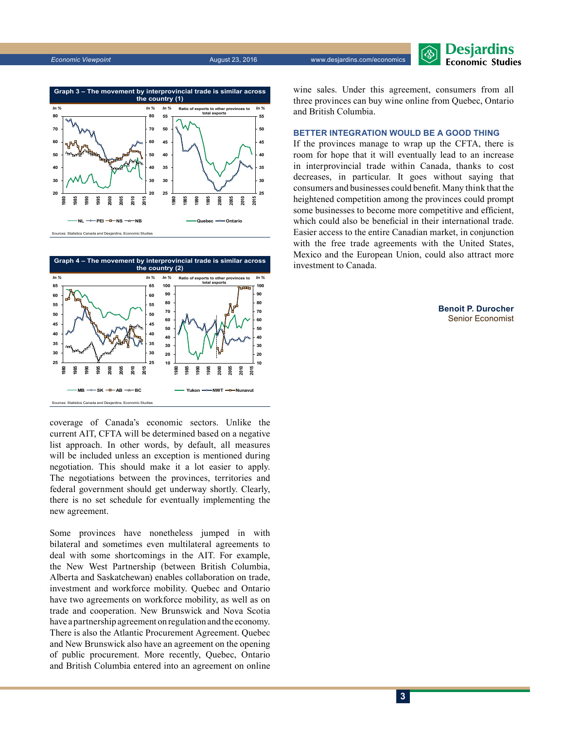### Graph 3 – The movement by interprovincial trade is similar across the country (1)

In % In %
80 70 60 50 40 30 20
1980 1985 1990 1995 2000 2005 2010 2015
NL PEI NS NB

In % Ratio of exports to other provinces to total exports In %
55 50 45 40 35 30 25
1980 1985 1990 1995 2000 2005 2010 2015
Quebec Ontario

Sources: Statistics Canada and Desjardins, Economic Studies

### Graph 4 – The movement by interprovincial trade is similar across the country (2)

In % In %
65 60 55 50 45 40 35 30 25
1980 1985 1990 1995 2000 2005 2010 2015
MB SK AB BC

In % Ratio of exports to other provinces to total exports In %
100 90 80 70 60 50 40 30 20 10
1980 1985 1990 1995 2000 2005 2010 2015
Yukon NWT Nunavut

Sources: Statistics Canada and Desjardins, Economic Studies

coverage of Canada's economic sectors. Unlike the current AIT, CFTA will be determined based on a negative list approach. In other words, by default, all measures will be included unless an exception is mentioned during negotiation. This should make it a lot easier to apply. The negotiations between the provinces, territories and federal government should get underway shortly. Clearly, there is no set schedule for eventually implementing the new agreement.

Some provinces have nonetheless jumped in with bilateral and sometimes even multilateral agreements to deal with some shortcomings in the AIT. For example, the New West Partnership (between British Columbia, Alberta and Saskatchewan) enables collaboration on trade, investment and workforce mobility. Quebec and Ontario have two agreements on workforce mobility, as well as on trade and cooperation. New Brunswick and Nova Scotia have a partnership agreement on regulation and the economy. There is also the Atlantic Procurement Agreement. Quebec and New Brunswick also have an agreement on the opening of public procurement. More recently, Quebec, Ontario and British Columbia entered into an agreement on online wine sales. Under this agreement, consumers from all three provinces can buy wine online from Quebec, Ontario and British Columbia.

## BETTER INTEGRATION WOULD BE A GOOD THING

If the provinces manage to wrap up the CFTA, there is room for hope that it will eventually lead to an increase in interprovincial trade within Canada, thanks to cost decreases, in particular. It goes without saying that consumers and businesses could benefit. Many think that the heightened competition among the provinces could prompt some businesses to become more competitive and efficient, which could also be beneficial in their international trade. Easier access to the entire Canadian market, in conjunction with the free trade agreements with the United States, Mexico and the European Union, could also attract more investment to Canada.

**Benoit P. Durocher**
Senior Economist